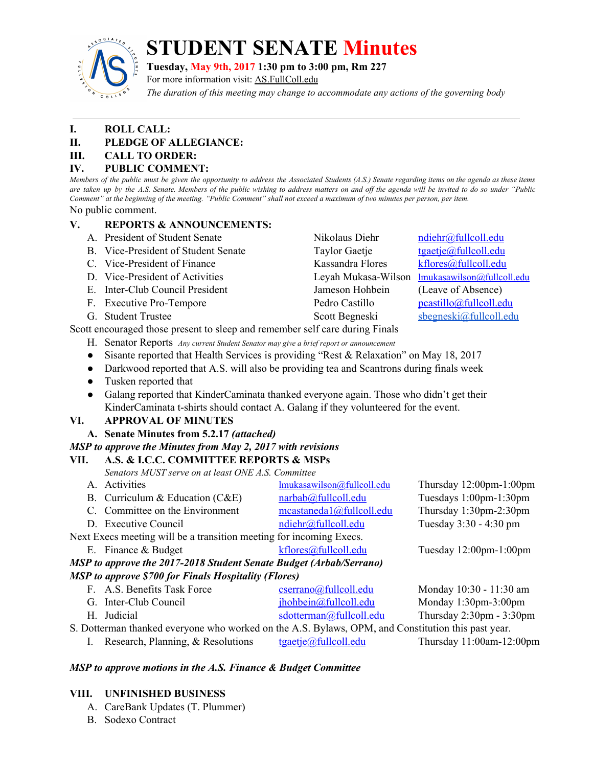# STUDENT SENATE Minutes

**Tuesday, May 9th, 2017 1:30 pm to 3:00 pm, Rm 227**

For more information visit: AS.FullColl.edu

*The duration of this meeting may change to accommodate any actions of the governing body*

---

**I. ROLL CALL:**

**II. PLEDGE OF ALLEGIANCE:**

**III. CALL TO ORDER:**

**IV. PUBLIC COMMENT:**

*Members of the public must be given the opportunity to address the Associated Students (A.S.) Senate regarding items on the agenda as these items are taken up by the A.S. Senate. Members of the public wishing to address matters on and off the agenda will be invited to do so under "Public Comment" at the beginning of the meeting. "Public Comment" shall not exceed a maximum of two minutes per person, per item.*

No public comment.

**V. REPORTS & ANNOUNCEMENTS:**

| | | | |
|---|---|---|---|
| A. | President of Student Senate | Nikolaus Diehr | ndiehr@fullcoll.edu |
| B. | Vice-President of Student Senate | Taylor Gaetje | tgaetje@fullcoll.edu |
| C. | Vice-President of Finance | Kassandra Flores | kflores@fullcoll.edu |
| D. | Vice-President of Activities | Leyah Mukasa-Wilson | lmukasawilson@fullcoll.edu |
| E. | Inter-Club Council President | Jameson Hohbein | (Leave of Absence) |
| F. | Executive Pro-Tempore | Pedro Castillo | pcastillo@fullcoll.edu |
| G. | Student Trustee | Scott Begneski | sbegneski@fullcoll.edu |

Scott encouraged those present to sleep and remember self care during Finals

H. Senator Reports *Any current Student Senator may give a brief report or announcement*

- Sisante reported that Health Services is providing "Rest & Relaxation" on May 18, 2017
- Darkwood reported that A.S. will also be providing tea and Scantrons during finals week
- Tusken reported that
- Galang reported that KinderCaminata thanked everyone again. Those who didn't get their KinderCaminata t-shirts should contact A. Galang if they volunteered for the event.

**VI. APPROVAL OF MINUTES**

**A. Senate Minutes from 5.2.17 *(attached)***

***MSP to approve the Minutes from May 2, 2017 with revisions***

**VII. A.S. & I.C.C. COMMITTEE REPORTS & MSPs**

*Senators MUST serve on at least ONE A.S. Committee*

| | | | |
|---|---|---|---|
| A. | Activities | lmukasawilson@fullcoll.edu | Thursday 12:00pm-1:00pm |
| B. | Curriculum & Education (C&E) | narbab@fullcoll.edu | Tuesdays 1:00pm-1:30pm |
| C. | Committee on the Environment | mcastaneda1@fullcoll.edu | Thursday 1:30pm-2:30pm |
| D. | Executive Council | ndiehr@fullcoll.edu | Tuesday 3:30 - 4:30 pm |

Next Execs meeting will be a transition meeting for incoming Execs.

| | | | |
|---|---|---|---|
| E. | Finance & Budget | kflores@fullcoll.edu | Tuesday 12:00pm-1:00pm |

***MSP to approve the 2017-2018 Student Senate Budget (Arbab/Serrano)***

***MSP to approve $700 for Finals Hospitality (Flores)***

| | | | |
|---|---|---|---|
| F. | A.S. Benefits Task Force | cserrano@fullcoll.edu | Monday 10:30 - 11:30 am |
| G. | Inter-Club Council | jhohbein@fullcoll.edu | Monday 1:30pm-3:00pm |
| H. | Judicial | sdotterman@fullcoll.edu | Thursday 2:30pm - 3:30pm |

S. Dotterman thanked everyone who worked on the A.S. Bylaws, OPM, and Constitution this past year.

| | | | |
|---|---|---|---|
| I. | Research, Planning, & Resolutions | tgaetje@fullcoll.edu | Thursday 11:00am-12:00pm |

***MSP to approve motions in the A.S. Finance & Budget Committee***

**VIII. UNFINISHED BUSINESS**

A. CareBank Updates (T. Plummer)

B. Sodexo Contract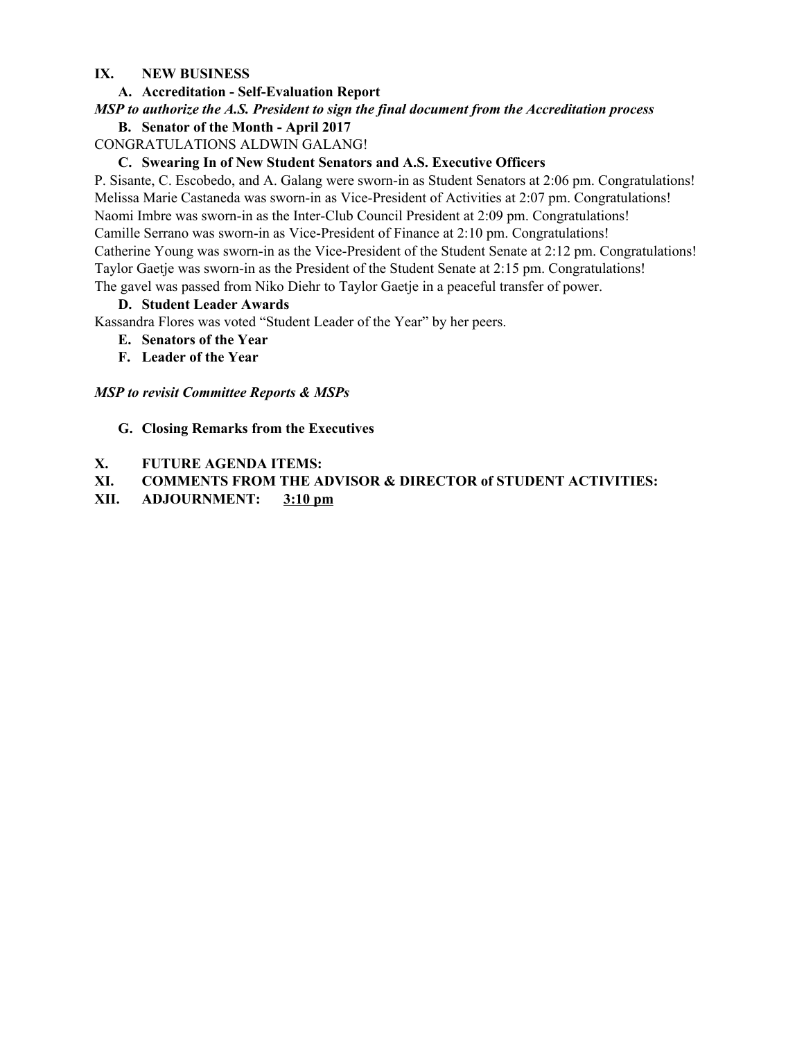## IX. NEW BUSINESS

### A. Accreditation - Self-Evaluation Report

***MSP to authorize the A.S. President to sign the final document from the Accreditation process***

### B. Senator of the Month - April 2017

CONGRATULATIONS ALDWIN GALANG!

### C. Swearing In of New Student Senators and A.S. Executive Officers

P. Sisante, C. Escobedo, and A. Galang were sworn-in as Student Senators at 2:06 pm. Congratulations!
Melissa Marie Castaneda was sworn-in as Vice-President of Activities at 2:07 pm. Congratulations!
Naomi Imbre was sworn-in as the Inter-Club Council President at 2:09 pm. Congratulations!
Camille Serrano was sworn-in as Vice-President of Finance at 2:10 pm. Congratulations!
Catherine Young was sworn-in as the Vice-President of the Student Senate at 2:12 pm. Congratulations!
Taylor Gaetje was sworn-in as the President of the Student Senate at 2:15 pm. Congratulations!
The gavel was passed from Niko Diehr to Taylor Gaetje in a peaceful transfer of power.

### D. Student Leader Awards

Kassandra Flores was voted "Student Leader of the Year" by her peers.

### E. Senators of the Year

### F. Leader of the Year

***MSP to revisit Committee Reports & MSPs***

### G. Closing Remarks from the Executives

## X. FUTURE AGENDA ITEMS:

## XI. COMMENTS FROM THE ADVISOR & DIRECTOR of STUDENT ACTIVITIES:

## XII. ADJOURNMENT: 3:10 pm